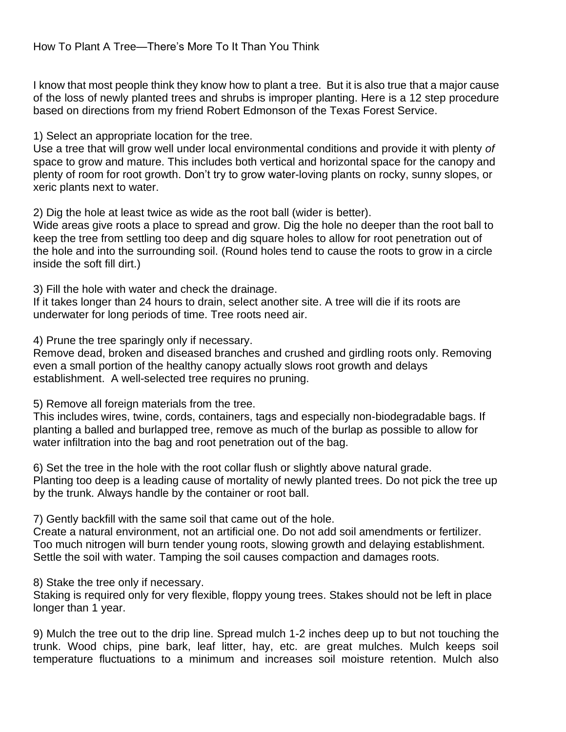# How To Plant A Tree—There's More To It Than You Think

I know that most people think they know how to plant a tree. But it is also true that a major cause of the loss of newly planted trees and shrubs is improper planting. Here is a 12 step procedure based on directions from my friend Robert Edmonson of the Texas Forest Service.

1) Select an appropriate location for the tree.
Use a tree that will grow well under local environmental conditions and provide it with plenty *of* space to grow and mature. This includes both vertical and horizontal space for the canopy and plenty of room for root growth. Don't try to grow water-loving plants on rocky, sunny slopes, or xeric plants next to water.

2) Dig the hole at least twice as wide as the root ball (wider is better).
Wide areas give roots a place to spread and grow. Dig the hole no deeper than the root ball to keep the tree from settling too deep and dig square holes to allow for root penetration out of the hole and into the surrounding soil. (Round holes tend to cause the roots to grow in a circle inside the soft fill dirt.)

3) Fill the hole with water and check the drainage.
If it takes longer than 24 hours to drain, select another site. A tree will die if its roots are underwater for long periods of time. Tree roots need air.

4) Prune the tree sparingly only if necessary.
Remove dead, broken and diseased branches and crushed and girdling roots only. Removing even a small portion of the healthy canopy actually slows root growth and delays establishment. A well-selected tree requires no pruning.

5) Remove all foreign materials from the tree.
This includes wires, twine, cords, containers, tags and especially non-biodegradable bags. If planting a balled and burlapped tree, remove as much of the burlap as possible to allow for water infiltration into the bag and root penetration out of the bag.

6) Set the tree in the hole with the root collar flush or slightly above natural grade.
Planting too deep is a leading cause of mortality of newly planted trees. Do not pick the tree up by the trunk. Always handle by the container or root ball.

7) Gently backfill with the same soil that came out of the hole.
Create a natural environment, not an artificial one. Do not add soil amendments or fertilizer. Too much nitrogen will burn tender young roots, slowing growth and delaying establishment. Settle the soil with water. Tamping the soil causes compaction and damages roots.

8) Stake the tree only if necessary.
Staking is required only for very flexible, floppy young trees. Stakes should not be left in place longer than 1 year.

9) Mulch the tree out to the drip line. Spread mulch 1-2 inches deep up to but not touching the trunk. Wood chips, pine bark, leaf litter, hay, etc. are great mulches. Mulch keeps soil temperature fluctuations to a minimum and increases soil moisture retention. Mulch also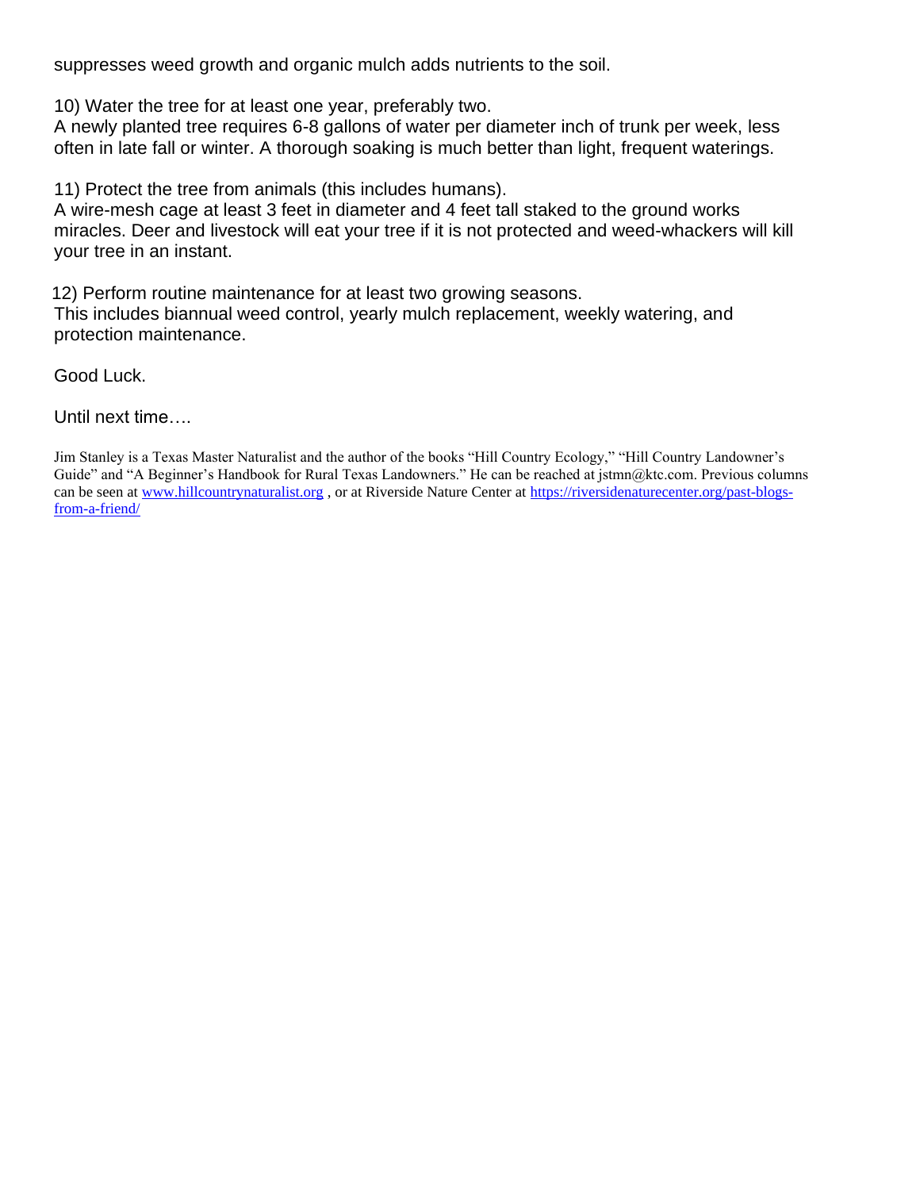suppresses weed growth and organic mulch adds nutrients to the soil.

10) Water the tree for at least one year, preferably two.
A newly planted tree requires 6-8 gallons of water per diameter inch of trunk per week, less often in late fall or winter. A thorough soaking is much better than light, frequent waterings.

11) Protect the tree from animals (this includes humans).
A wire-mesh cage at least 3 feet in diameter and 4 feet tall staked to the ground works miracles. Deer and livestock will eat your tree if it is not protected and weed-whackers will kill your tree in an instant.

12) Perform routine maintenance for at least two growing seasons.
This includes biannual weed control, yearly mulch replacement, weekly watering, and protection maintenance.

Good Luck.

Until next time….

Jim Stanley is a Texas Master Naturalist and the author of the books "Hill Country Ecology," "Hill Country Landowner's Guide" and "A Beginner's Handbook for Rural Texas Landowners." He can be reached at jstmn@ktc.com. Previous columns can be seen at [www.hillcountrynaturalist.org](http://www.hillcountrynaturalist.org) , or at Riverside Nature Center at [https://riversidenaturecenter.org/past-blogs-from-a-friend/](https://riversidenaturecenter.org/past-blogs-from-a-friend/)